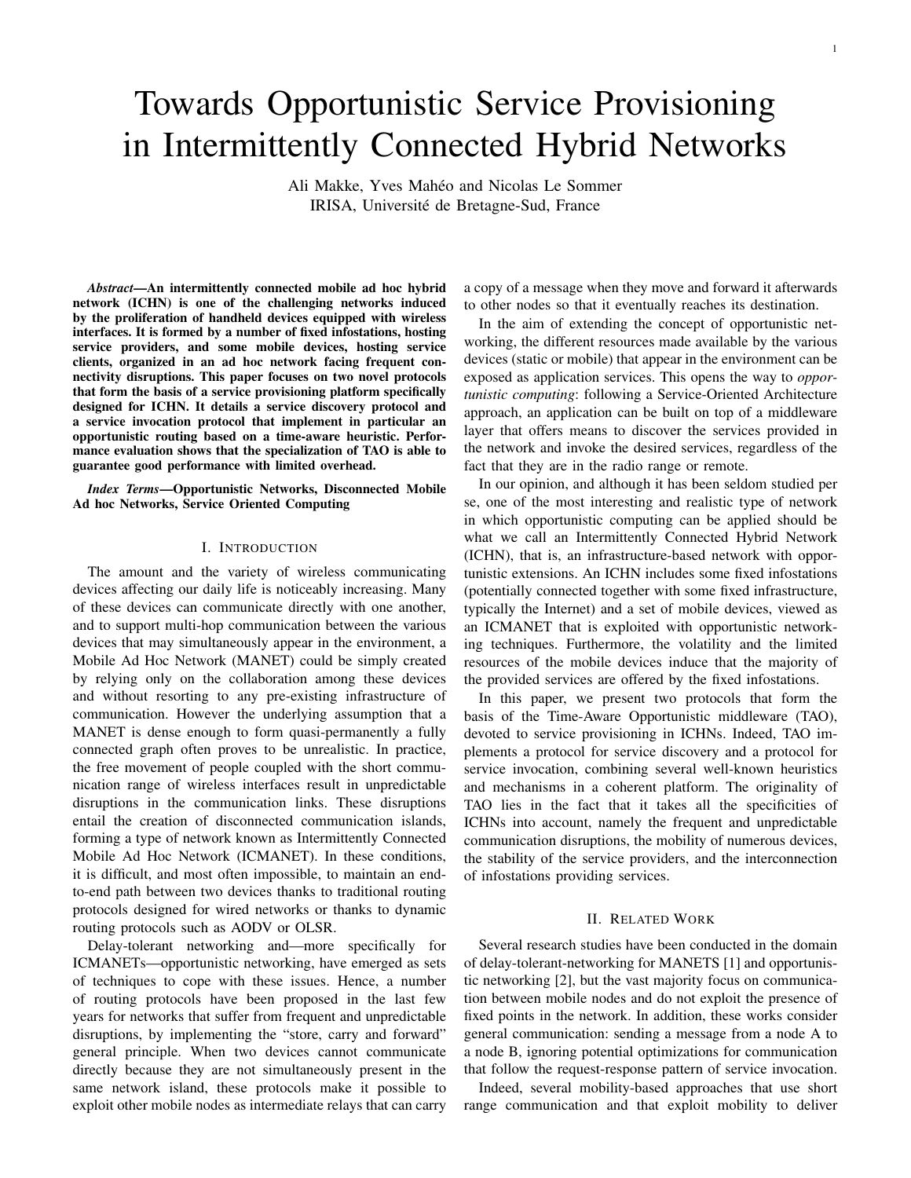# Towards Opportunistic Service Provisioning in Intermittently Connected Hybrid Networks

Ali Makke, Yves Mahéo and Nicolas Le Sommer
IRISA, Université de Bretagne-Sud, France

***Abstract*—An intermittently connected mobile ad hoc hybrid network (ICHN) is one of the challenging networks induced by the proliferation of handheld devices equipped with wireless interfaces. It is formed by a number of fixed infostations, hosting service providers, and some mobile devices, hosting service clients, organized in an ad hoc network facing frequent connectivity disruptions. This paper focuses on two novel protocols that form the basis of a service provisioning platform specifically designed for ICHN. It details a service discovery protocol and a service invocation protocol that implement in particular an opportunistic routing based on a time-aware heuristic. Performance evaluation shows that the specialization of TAO is able to guarantee good performance with limited overhead.**

***Index Terms*—Opportunistic Networks, Disconnected Mobile Ad hoc Networks, Service Oriented Computing**

## I. Introduction

The amount and the variety of wireless communicating devices affecting our daily life is noticeably increasing. Many of these devices can communicate directly with one another, and to support multi-hop communication between the various devices that may simultaneously appear in the environment, a Mobile Ad Hoc Network (MANET) could be simply created by relying only on the collaboration among these devices and without resorting to any pre-existing infrastructure of communication. However the underlying assumption that a MANET is dense enough to form quasi-permanently a fully connected graph often proves to be unrealistic. In practice, the free movement of people coupled with the short communication range of wireless interfaces result in unpredictable disruptions in the communication links. These disruptions entail the creation of disconnected communication islands, forming a type of network known as Intermittently Connected Mobile Ad Hoc Network (ICMANET). In these conditions, it is difficult, and most often impossible, to maintain an end-to-end path between two devices thanks to traditional routing protocols designed for wired networks or thanks to dynamic routing protocols such as AODV or OLSR.

Delay-tolerant networking and—more specifically for ICMANETs—opportunistic networking, have emerged as sets of techniques to cope with these issues. Hence, a number of routing protocols have been proposed in the last few years for networks that suffer from frequent and unpredictable disruptions, by implementing the "store, carry and forward" general principle. When two devices cannot communicate directly because they are not simultaneously present in the same network island, these protocols make it possible to exploit other mobile nodes as intermediate relays that can carry a copy of a message when they move and forward it afterwards to other nodes so that it eventually reaches its destination.

In the aim of extending the concept of opportunistic networking, the different resources made available by the various devices (static or mobile) that appear in the environment can be exposed as application services. This opens the way to *opportunistic computing*: following a Service-Oriented Architecture approach, an application can be built on top of a middleware layer that offers means to discover the services provided in the network and invoke the desired services, regardless of the fact that they are in the radio range or remote.

In our opinion, and although it has been seldom studied per se, one of the most interesting and realistic type of network in which opportunistic computing can be applied should be what we call an Intermittently Connected Hybrid Network (ICHN), that is, an infrastructure-based network with opportunistic extensions. An ICHN includes some fixed infostations (potentially connected together with some fixed infrastructure, typically the Internet) and a set of mobile devices, viewed as an ICMANET that is exploited with opportunistic networking techniques. Furthermore, the volatility and the limited resources of the mobile devices induce that the majority of the provided services are offered by the fixed infostations.

In this paper, we present two protocols that form the basis of the Time-Aware Opportunistic middleware (TAO), devoted to service provisioning in ICHNs. Indeed, TAO implements a protocol for service discovery and a protocol for service invocation, combining several well-known heuristics and mechanisms in a coherent platform. The originality of TAO lies in the fact that it takes all the specificities of ICHNs into account, namely the frequent and unpredictable communication disruptions, the mobility of numerous devices, the stability of the service providers, and the interconnection of infostations providing services.

## II. Related Work

Several research studies have been conducted in the domain of delay-tolerant-networking for MANETS [1] and opportunistic networking [2], but the vast majority focus on communication between mobile nodes and do not exploit the presence of fixed points in the network. In addition, these works consider general communication: sending a message from a node A to a node B, ignoring potential optimizations for communication that follow the request-response pattern of service invocation.

Indeed, several mobility-based approaches that use short range communication and that exploit mobility to deliver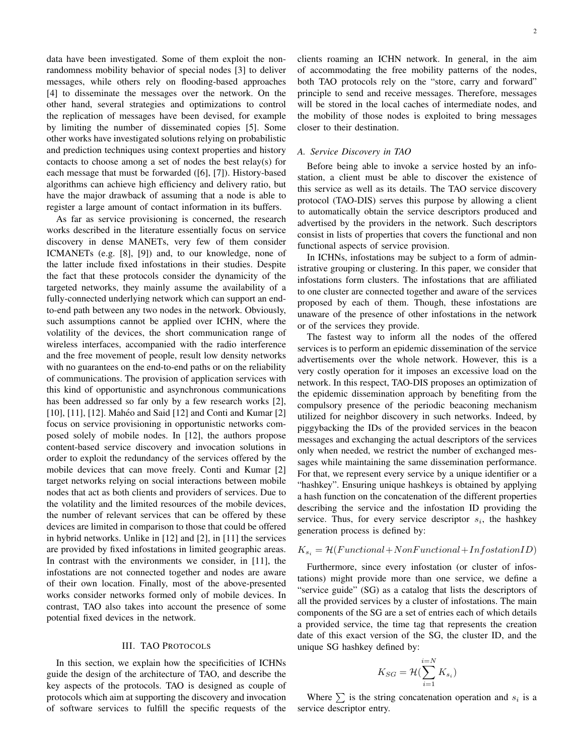data have been investigated. Some of them exploit the non-randomness mobility behavior of special nodes [3] to deliver messages, while others rely on flooding-based approaches [4] to disseminate the messages over the network. On the other hand, several strategies and optimizations to control the replication of messages have been devised, for example by limiting the number of disseminated copies [5]. Some other works have investigated solutions relying on probabilistic and prediction techniques using context properties and history contacts to choose among a set of nodes the best relay(s) for each message that must be forwarded ([6], [7]). History-based algorithms can achieve high efficiency and delivery ratio, but have the major drawback of assuming that a node is able to register a large amount of contact information in its buffers.

As far as service provisioning is concerned, the research works described in the literature essentially focus on service discovery in dense MANETs, very few of them consider ICMANETs (e.g. [8], [9]) and, to our knowledge, none of the latter include fixed infostations in their studies. Despite the fact that these protocols consider the dynamicity of the targeted networks, they mainly assume the availability of a fully-connected underlying network which can support an end-to-end path between any two nodes in the network. Obviously, such assumptions cannot be applied over ICHN, where the volatility of the devices, the short communication range of wireless interfaces, accompanied with the radio interference and the free movement of people, result low density networks with no guarantees on the end-to-end paths or on the reliability of communications. The provision of application services with this kind of opportunistic and asynchronous communications has been addressed so far only by a few research works [2], [10], [11], [12]. Mahéo and Said [12] and Conti and Kumar [2] focus on service provisioning in opportunistic networks composed solely of mobile nodes. In [12], the authors propose content-based service discovery and invocation solutions in order to exploit the redundancy of the services offered by the mobile devices that can move freely. Conti and Kumar [2] target networks relying on social interactions between mobile nodes that act as both clients and providers of services. Due to the volatility and the limited resources of the mobile devices, the number of relevant services that can be offered by these devices are limited in comparison to those that could be offered in hybrid networks. Unlike in [12] and [2], in [11] the services are provided by fixed infostations in limited geographic areas. In contrast with the environments we consider, in [11], the infostations are not connected together and nodes are aware of their own location. Finally, most of the above-presented works consider networks formed only of mobile devices. In contrast, TAO also takes into account the presence of some potential fixed devices in the network.

## III. TAO Protocols

In this section, we explain how the specificities of ICHNs guide the design of the architecture of TAO, and describe the key aspects of the protocols. TAO is designed as couple of protocols which aim at supporting the discovery and invocation of software services to fulfill the specific requests of the clients roaming an ICHN network. In general, in the aim of accommodating the free mobility patterns of the nodes, both TAO protocols rely on the "store, carry and forward" principle to send and receive messages. Therefore, messages will be stored in the local caches of intermediate nodes, and the mobility of those nodes is exploited to bring messages closer to their destination.

### *A. Service Discovery in TAO*

Before being able to invoke a service hosted by an infostation, a client must be able to discover the existence of this service as well as its details. The TAO service discovery protocol (TAO-DIS) serves this purpose by allowing a client to automatically obtain the service descriptors produced and advertised by the providers in the network. Such descriptors consist in lists of properties that covers the functional and non functional aspects of service provision.

In ICHNs, infostations may be subject to a form of administrative grouping or clustering. In this paper, we consider that infostations form clusters. The infostations that are affiliated to one cluster are connected together and aware of the services proposed by each of them. Though, these infostations are unaware of the presence of other infostations in the network or of the services they provide.

The fastest way to inform all the nodes of the offered services is to perform an epidemic dissemination of the service advertisements over the whole network. However, this is a very costly operation for it imposes an excessive load on the network. In this respect, TAO-DIS proposes an optimization of the epidemic dissemination approach by benefiting from the compulsory presence of the periodic beaconing mechanism utilized for neighbor discovery in such networks. Indeed, by piggybacking the IDs of the provided services in the beacon messages and exchanging the actual descriptors of the services only when needed, we restrict the number of exchanged messages while maintaining the same dissemination performance. For that, we represent every service by a unique identifier or a "hashkey". Ensuring unique hashkeys is obtained by applying a hash function on the concatenation of the different properties describing the service and the infostation ID providing the service. Thus, for every service descriptor $s_i$, the hashkey generation process is defined by:

$$K_{s_i} = \mathcal{H}(Functional + NonFunctional + InfostationID)$$

Furthermore, since every infostation (or cluster of infostations) might provide more than one service, we define a "service guide" (SG) as a catalog that lists the descriptors of all the provided services by a cluster of infostations. The main components of the SG are a set of entries each of which details a provided service, the time tag that represents the creation date of this exact version of the SG, the cluster ID, and the unique SG hashkey defined by:

$$K_{SG} = \mathcal{H}(\sum_{i=1}^{i=N} K_{s_i})$$

Where $\sum$ is the string concatenation operation and $s_i$ is a service descriptor entry.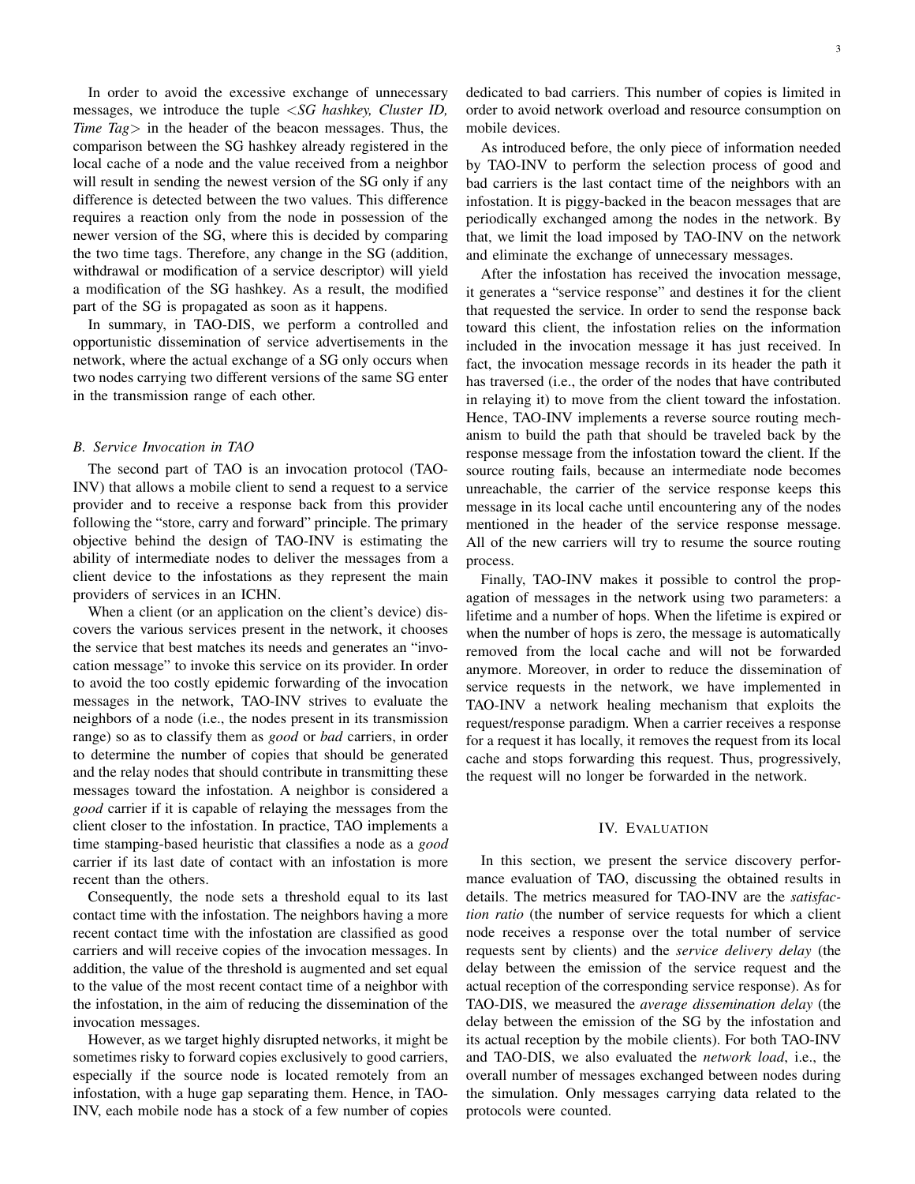In order to avoid the excessive exchange of unnecessary messages, we introduce the tuple *<SG hashkey, Cluster ID, Time Tag>* in the header of the beacon messages. Thus, the comparison between the SG hashkey already registered in the local cache of a node and the value received from a neighbor will result in sending the newest version of the SG only if any difference is detected between the two values. This difference requires a reaction only from the node in possession of the newer version of the SG, where this is decided by comparing the two time tags. Therefore, any change in the SG (addition, withdrawal or modification of a service descriptor) will yield a modification of the SG hashkey. As a result, the modified part of the SG is propagated as soon as it happens.

In summary, in TAO-DIS, we perform a controlled and opportunistic dissemination of service advertisements in the network, where the actual exchange of a SG only occurs when two nodes carrying two different versions of the same SG enter in the transmission range of each other.

### *B. Service Invocation in TAO*

The second part of TAO is an invocation protocol (TAO-INV) that allows a mobile client to send a request to a service provider and to receive a response back from this provider following the "store, carry and forward" principle. The primary objective behind the design of TAO-INV is estimating the ability of intermediate nodes to deliver the messages from a client device to the infostations as they represent the main providers of services in an ICHN.

When a client (or an application on the client's device) discovers the various services present in the network, it chooses the service that best matches its needs and generates an "invocation message" to invoke this service on its provider. In order to avoid the too costly epidemic forwarding of the invocation messages in the network, TAO-INV strives to evaluate the neighbors of a node (i.e., the nodes present in its transmission range) so as to classify them as *good* or *bad* carriers, in order to determine the number of copies that should be generated and the relay nodes that should contribute in transmitting these messages toward the infostation. A neighbor is considered a *good* carrier if it is capable of relaying the messages from the client closer to the infostation. In practice, TAO implements a time stamping-based heuristic that classifies a node as a *good* carrier if its last date of contact with an infostation is more recent than the others.

Consequently, the node sets a threshold equal to its last contact time with the infostation. The neighbors having a more recent contact time with the infostation are classified as good carriers and will receive copies of the invocation messages. In addition, the value of the threshold is augmented and set equal to the value of the most recent contact time of a neighbor with the infostation, in the aim of reducing the dissemination of the invocation messages.

However, as we target highly disrupted networks, it might be sometimes risky to forward copies exclusively to good carriers, especially if the source node is located remotely from an infostation, with a huge gap separating them. Hence, in TAO-INV, each mobile node has a stock of a few number of copies dedicated to bad carriers. This number of copies is limited in order to avoid network overload and resource consumption on mobile devices.

As introduced before, the only piece of information needed by TAO-INV to perform the selection process of good and bad carriers is the last contact time of the neighbors with an infostation. It is piggy-backed in the beacon messages that are periodically exchanged among the nodes in the network. By that, we limit the load imposed by TAO-INV on the network and eliminate the exchange of unnecessary messages.

After the infostation has received the invocation message, it generates a "service response" and destines it for the client that requested the service. In order to send the response back toward this client, the infostation relies on the information included in the invocation message it has just received. In fact, the invocation message records in its header the path it has traversed (i.e., the order of the nodes that have contributed in relaying it) to move from the client toward the infostation. Hence, TAO-INV implements a reverse source routing mechanism to build the path that should be traveled back by the response message from the infostation toward the client. If the source routing fails, because an intermediate node becomes unreachable, the carrier of the service response keeps this message in its local cache until encountering any of the nodes mentioned in the header of the service response message. All of the new carriers will try to resume the source routing process.

Finally, TAO-INV makes it possible to control the propagation of messages in the network using two parameters: a lifetime and a number of hops. When the lifetime is expired or when the number of hops is zero, the message is automatically removed from the local cache and will not be forwarded anymore. Moreover, in order to reduce the dissemination of service requests in the network, we have implemented in TAO-INV a network healing mechanism that exploits the request/response paradigm. When a carrier receives a response for a request it has locally, it removes the request from its local cache and stops forwarding this request. Thus, progressively, the request will no longer be forwarded in the network.

## IV. Evaluation

In this section, we present the service discovery performance evaluation of TAO, discussing the obtained results in details. The metrics measured for TAO-INV are the *satisfaction ratio* (the number of service requests for which a client node receives a response over the total number of service requests sent by clients) and the *service delivery delay* (the delay between the emission of the service request and the actual reception of the corresponding service response). As for TAO-DIS, we measured the *average dissemination delay* (the delay between the emission of the SG by the infostation and its actual reception by the mobile clients). For both TAO-INV and TAO-DIS, we also evaluated the *network load*, i.e., the overall number of messages exchanged between nodes during the simulation. Only messages carrying data related to the protocols were counted.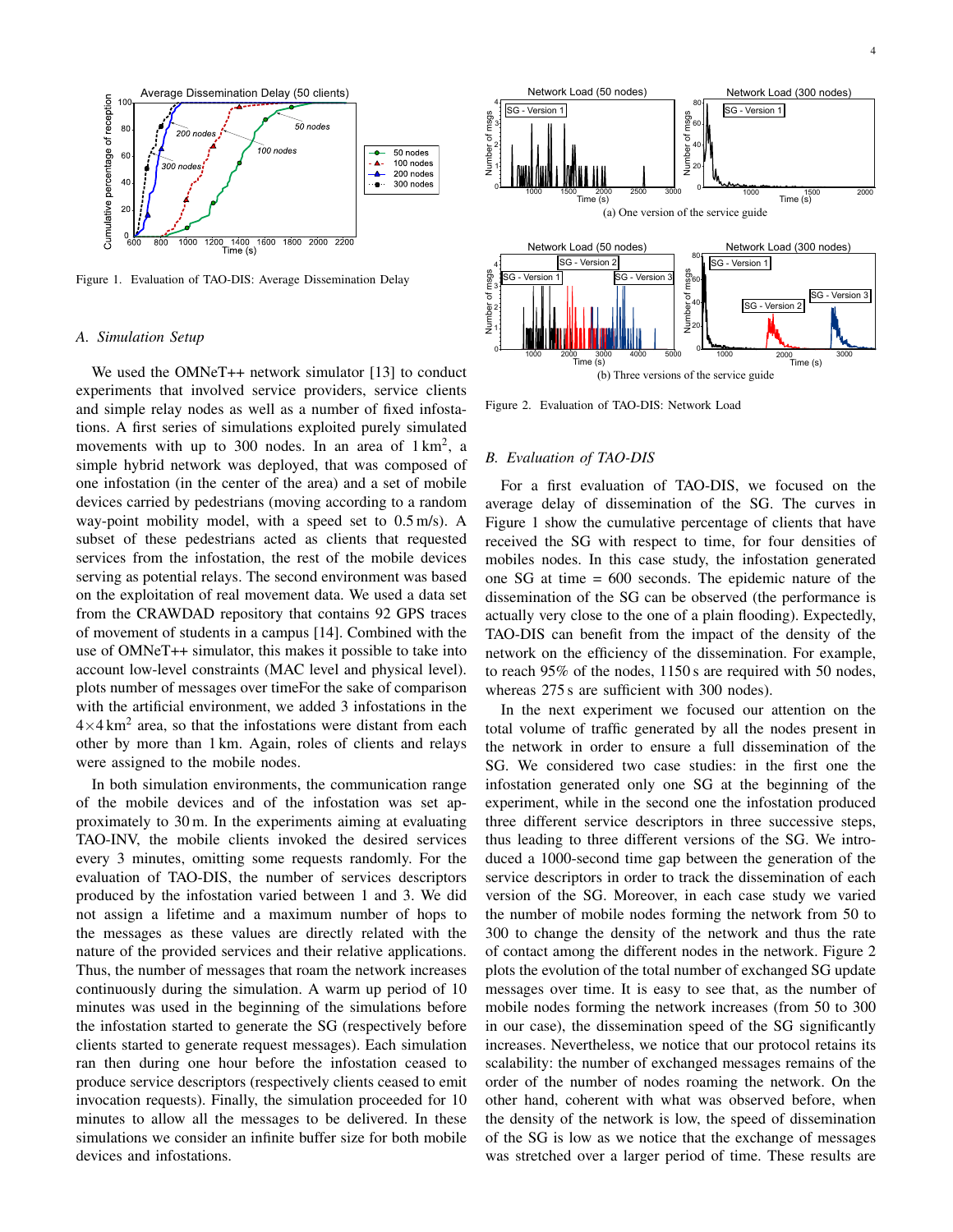Figure 1. Evaluation of TAO-DIS: Average Dissemination Delay

### A. Simulation Setup

We used the OMNeT++ network simulator [13] to conduct experiments that involved service providers, service clients and simple relay nodes as well as a number of fixed infostations. A first series of simulations exploited purely simulated movements with up to 300 nodes. In an area of $1\,\text{km}^2$, a simple hybrid network was deployed, that was composed of one infostation (in the center of the area) and a set of mobile devices carried by pedestrians (moving according to a random way-point mobility model, with a speed set to 0.5 m/s). A subset of these pedestrians acted as clients that requested services from the infostation, the rest of the mobile devices serving as potential relays. The second environment was based on the exploitation of real movement data. We used a data set from the CRAWDAD repository that contains 92 GPS traces of movement of students in a campus [14]. Combined with the use of OMNeT++ simulator, this makes it possible to take into account low-level constraints (MAC level and physical level). plots number of messages over timeFor the sake of comparison with the artificial environment, we added 3 infostations in the $4{\times}4\,\text{km}^2$ area, so that the infostations were distant from each other by more than 1 km. Again, roles of clients and relays were assigned to the mobile nodes.

In both simulation environments, the communication range of the mobile devices and of the infostation was set approximately to 30 m. In the experiments aiming at evaluating TAO-INV, the mobile clients invoked the desired services every 3 minutes, omitting some requests randomly. For the evaluation of TAO-DIS, the number of services descriptors produced by the infostation varied between 1 and 3. We did not assign a lifetime and a maximum number of hops to the messages as these values are directly related with the nature of the provided services and their relative applications. Thus, the number of messages that roam the network increases continuously during the simulation. A warm up period of 10 minutes was used in the beginning of the simulations before the infostation started to generate the SG (respectively before clients started to generate request messages). Each simulation ran then during one hour before the infostation ceased to produce service descriptors (respectively clients ceased to emit invocation requests). Finally, the simulation proceeded for 10 minutes to allow all the messages to be delivered. In these simulations we consider an infinite buffer size for both mobile devices and infostations.

(a) One version of the service guide

(b) Three versions of the service guide

Figure 2. Evaluation of TAO-DIS: Network Load

### B. Evaluation of TAO-DIS

For a first evaluation of TAO-DIS, we focused on the average delay of dissemination of the SG. The curves in Figure 1 show the cumulative percentage of clients that have received the SG with respect to time, for four densities of mobiles nodes. In this case study, the infostation generated one SG at time = 600 seconds. The epidemic nature of the dissemination of the SG can be observed (the performance is actually very close to the one of a plain flooding). Expectedly, TAO-DIS can benefit from the impact of the density of the network on the efficiency of the dissemination. For example, to reach 95% of the nodes, 1150 s are required with 50 nodes, whereas 275 s are sufficient with 300 nodes).

In the next experiment we focused our attention on the total volume of traffic generated by all the nodes present in the network in order to ensure a full dissemination of the SG. We considered two case studies: in the first one the infostation generated only one SG at the beginning of the experiment, while in the second one the infostation produced three different service descriptors in three successive steps, thus leading to three different versions of the SG. We introduced a 1000-second time gap between the generation of the service descriptors in order to track the dissemination of each version of the SG. Moreover, in each case study we varied the number of mobile nodes forming the network from 50 to 300 to change the density of the network and thus the rate of contact among the different nodes in the network. Figure 2 plots the evolution of the total number of exchanged SG update messages over time. It is easy to see that, as the number of mobile nodes forming the network increases (from 50 to 300 in our case), the dissemination speed of the SG significantly increases. Nevertheless, we notice that our protocol retains its scalability: the number of exchanged messages remains of the order of the number of nodes roaming the network. On the other hand, coherent with what was observed before, when the density of the network is low, the speed of dissemination of the SG is low as we notice that the exchange of messages was stretched over a larger period of time. These results are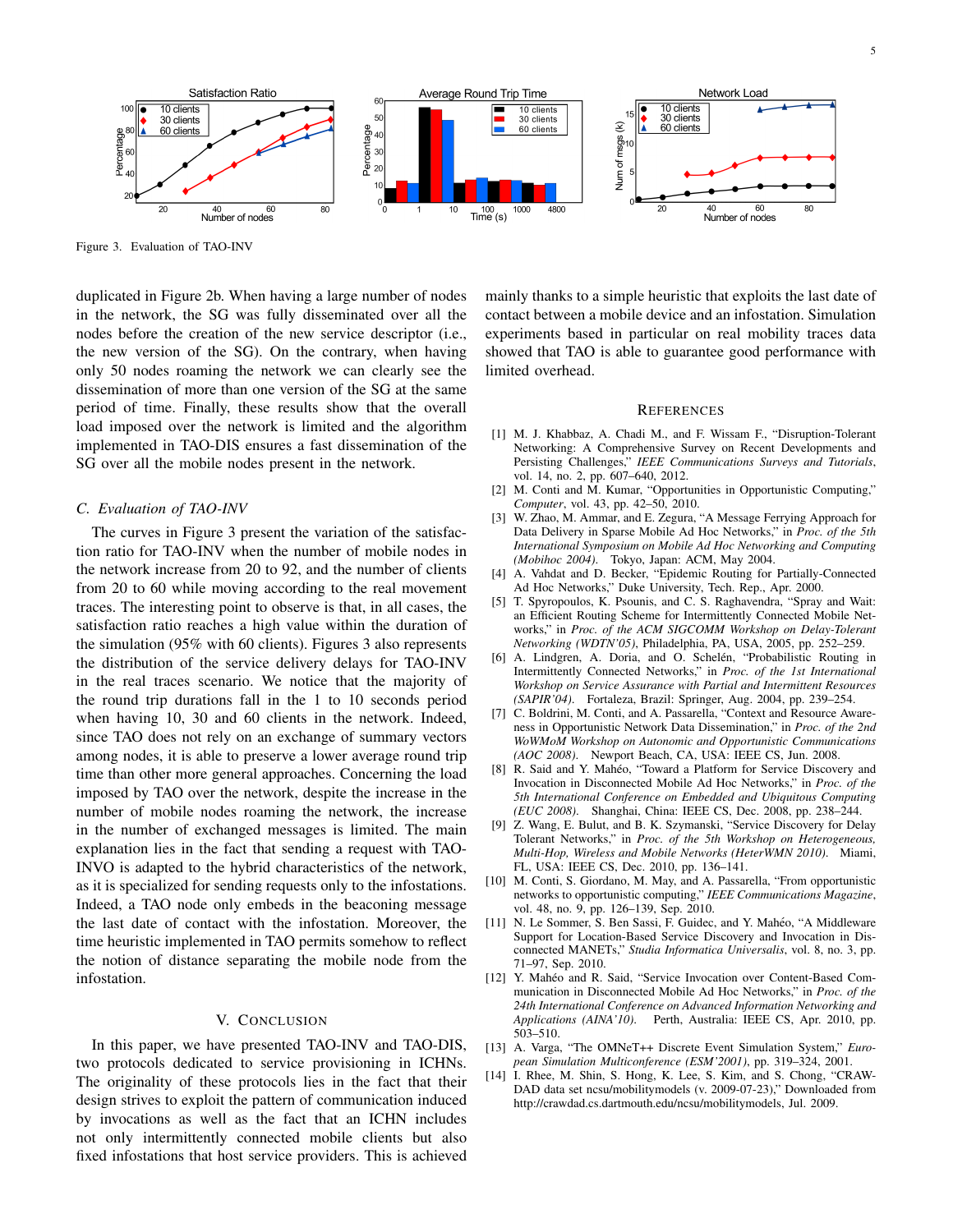Satisfaction Ratio

100
80
60
40
20

Percentage

20
40
60
80

Number of nodes

10 clients
30 clients
60 clients

Average Round Trip Time

60
50
40
30
20
10
0

Percentage

0
1
10
100
1000
4800

Time (s)

10 clients
30 clients
60 clients

Network Load

15
10
5
0

Num of msgs (k)

20
40
60
80

Number of nodes

10 clients
30 clients
60 clients

Figure 3. Evaluation of TAO-INV

duplicated in Figure 2b. When having a large number of nodes in the network, the SG was fully disseminated over all the nodes before the creation of the new service descriptor (i.e., the new version of the SG). On the contrary, when having only 50 nodes roaming the network we can clearly see the dissemination of more than one version of the SG at the same period of time. Finally, these results show that the overall load imposed over the network is limited and the algorithm implemented in TAO-DIS ensures a fast dissemination of the SG over all the mobile nodes present in the network.

### C. Evaluation of TAO-INV

The curves in Figure 3 present the variation of the satisfaction ratio for TAO-INV when the number of mobile nodes in the network increase from 20 to 92, and the number of clients from 20 to 60 while moving according to the real movement traces. The interesting point to observe is that, in all cases, the satisfaction ratio reaches a high value within the duration of the simulation (95% with 60 clients). Figures 3 also represents the distribution of the service delivery delays for TAO-INV in the real traces scenario. We notice that the majority of the round trip durations fall in the 1 to 10 seconds period when having 10, 30 and 60 clients in the network. Indeed, since TAO does not rely on an exchange of summary vectors among nodes, it is able to preserve a lower average round trip time than other more general approaches. Concerning the load imposed by TAO over the network, despite the increase in the number of mobile nodes roaming the network, the increase in the number of exchanged messages is limited. The main explanation lies in the fact that sending a request with TAO-INVO is adapted to the hybrid characteristics of the network, as it is specialized for sending requests only to the infostations. Indeed, a TAO node only embeds in the beaconing message the last date of contact with the infostation. Moreover, the time heuristic implemented in TAO permits somehow to reflect the notion of distance separating the mobile node from the infostation.

## V. Conclusion

In this paper, we have presented TAO-INV and TAO-DIS, two protocols dedicated to service provisioning in ICHNs. The originality of these protocols lies in the fact that their design strives to exploit the pattern of communication induced by invocations as well as the fact that an ICHN includes not only intermittently connected mobile clients but also fixed infostations that host service providers. This is achieved mainly thanks to a simple heuristic that exploits the last date of contact between a mobile device and an infostation. Simulation experiments based in particular on real mobility traces data showed that TAO is able to guarantee good performance with limited overhead.

## References

[1] M. J. Khabbaz, A. Chadi M., and F. Wissam F., "Disruption-Tolerant Networking: A Comprehensive Survey on Recent Developments and Persisting Challenges," *IEEE Communications Surveys and Tutorials*, vol. 14, no. 2, pp. 607–640, 2012.

[2] M. Conti and M. Kumar, "Opportunities in Opportunistic Computing," *Computer*, vol. 43, pp. 42–50, 2010.

[3] W. Zhao, M. Ammar, and E. Zegura, "A Message Ferrying Approach for Data Delivery in Sparse Mobile Ad Hoc Networks," in *Proc. of the 5th International Symposium on Mobile Ad Hoc Networking and Computing (Mobihoc 2004)*. Tokyo, Japan: ACM, May 2004.

[4] A. Vahdat and D. Becker, "Epidemic Routing for Partially-Connected Ad Hoc Networks," Duke University, Tech. Rep., Apr. 2000.

[5] T. Spyropoulos, K. Psounis, and C. S. Raghavendra, "Spray and Wait: an Efficient Routing Scheme for Intermittently Connected Mobile Networks," in *Proc. of the ACM SIGCOMM Workshop on Delay-Tolerant Networking (WDTN'05)*, Philadelphia, PA, USA, 2005, pp. 252–259.

[6] A. Lindgren, A. Doria, and O. Schelén, "Probabilistic Routing in Intermittently Connected Networks," in *Proc. of the 1st International Workshop on Service Assurance with Partial and Intermittent Resources (SAPIR'04)*. Fortaleza, Brazil: Springer, Aug. 2004, pp. 239–254.

[7] C. Boldrini, M. Conti, and A. Passarella, "Context and Resource Awareness in Opportunistic Network Data Dissemination," in *Proc. of the 2nd WoWMoM Workshop on Autonomic and Opportunistic Communications (AOC 2008)*. Newport Beach, CA, USA: IEEE CS, Jun. 2008.

[8] R. Said and Y. Mahéo, "Toward a Platform for Service Discovery and Invocation in Disconnected Mobile Ad Hoc Networks," in *Proc. of the 5th International Conference on Embedded and Ubiquitous Computing (EUC 2008)*. Shanghai, China: IEEE CS, Dec. 2008, pp. 238–244.

[9] Z. Wang, E. Bulut, and B. K. Szymanski, "Service Discovery for Delay Tolerant Networks," in *Proc. of the 5th Workshop on Heterogeneous, Multi-Hop, Wireless and Mobile Networks (HeterWMN 2010)*. Miami, FL, USA: IEEE CS, Dec. 2010, pp. 136–141.

[10] M. Conti, S. Giordano, M. May, and A. Passarella, "From opportunistic networks to opportunistic computing," *IEEE Communications Magazine*, vol. 48, no. 9, pp. 126–139, Sep. 2010.

[11] N. Le Sommer, S. Ben Sassi, F. Guidec, and Y. Mahéo, "A Middleware Support for Location-Based Service Discovery and Invocation in Disconnected MANETs," *Studia Informatica Universalis*, vol. 8, no. 3, pp. 71–97, Sep. 2010.

[12] Y. Mahéo and R. Said, "Service Invocation over Content-Based Communication in Disconnected Mobile Ad Hoc Networks," in *Proc. of the 24th International Conference on Advanced Information Networking and Applications (AINA'10)*. Perth, Australia: IEEE CS, Apr. 2010, pp. 503–510.

[13] A. Varga, "The OMNeT++ Discrete Event Simulation System," *European Simulation Multiconference (ESM'2001)*, pp. 319–324, 2001.

[14] I. Rhee, M. Shin, S. Hong, K. Lee, S. Kim, and S. Chong, "CRAWDAD data set ncsu/mobilitymodels (v. 2009-07-23)," Downloaded from http://crawdad.cs.dartmouth.edu/ncsu/mobilitymodels, Jul. 2009.